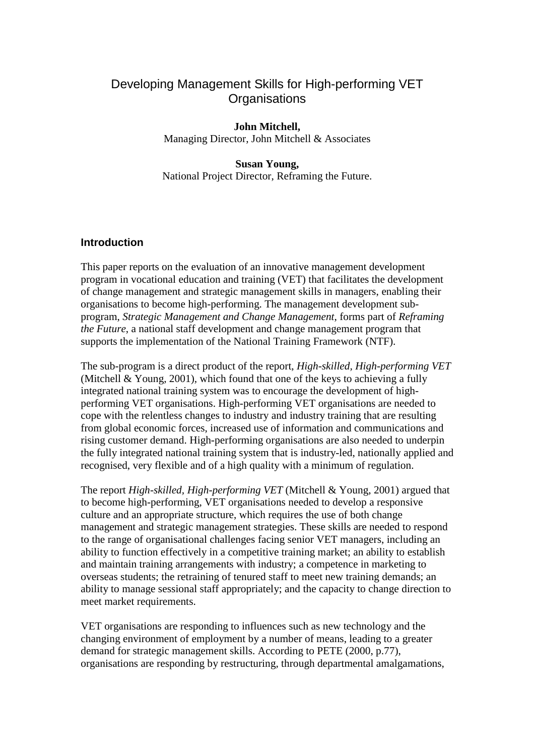# Developing Management Skills for High-performing VET Organisations

**John Mitchell,**
Managing Director, John Mitchell & Associates

**Susan Young,**
National Project Director, Reframing the Future.

## Introduction

This paper reports on the evaluation of an innovative management development program in vocational education and training (VET) that facilitates the development of change management and strategic management skills in managers, enabling their organisations to become high-performing. The management development sub-program, *Strategic Management and Change Management*, forms part of *Reframing the Future*, a national staff development and change management program that supports the implementation of the National Training Framework (NTF).

The sub-program is a direct product of the report, *High-skilled, High-performing VET* (Mitchell & Young, 2001), which found that one of the keys to achieving a fully integrated national training system was to encourage the development of high-performing VET organisations. High-performing VET organisations are needed to cope with the relentless changes to industry and industry training that are resulting from global economic forces, increased use of information and communications and rising customer demand. High-performing organisations are also needed to underpin the fully integrated national training system that is industry-led, nationally applied and recognised, very flexible and of a high quality with a minimum of regulation.

The report *High-skilled, High-performing VET* (Mitchell & Young, 2001) argued that to become high-performing, VET organisations needed to develop a responsive culture and an appropriate structure, which requires the use of both change management and strategic management strategies. These skills are needed to respond to the range of organisational challenges facing senior VET managers, including an ability to function effectively in a competitive training market; an ability to establish and maintain training arrangements with industry; a competence in marketing to overseas students; the retraining of tenured staff to meet new training demands; an ability to manage sessional staff appropriately; and the capacity to change direction to meet market requirements.

VET organisations are responding to influences such as new technology and the changing environment of employment by a number of means, leading to a greater demand for strategic management skills. According to PETE (2000, p.77), organisations are responding by restructuring, through departmental amalgamations,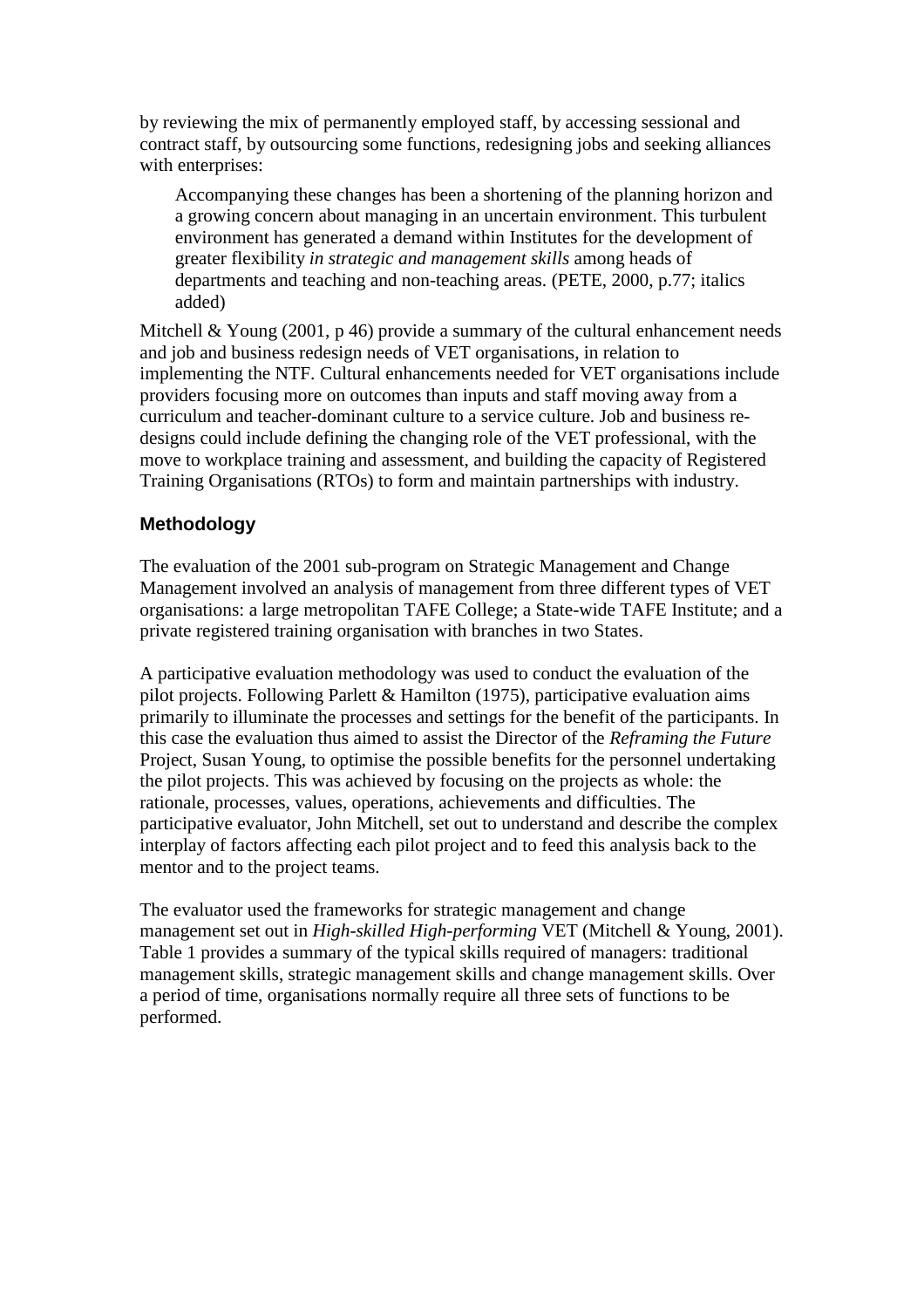by reviewing the mix of permanently employed staff, by accessing sessional and contract staff, by outsourcing some functions, redesigning jobs and seeking alliances with enterprises:

> Accompanying these changes has been a shortening of the planning horizon and a growing concern about managing in an uncertain environment. This turbulent environment has generated a demand within Institutes for the development of greater flexibility *in strategic and management skills* among heads of departments and teaching and non-teaching areas. (PETE, 2000, p.77; italics added)

Mitchell & Young (2001, p 46) provide a summary of the cultural enhancement needs and job and business redesign needs of VET organisations, in relation to implementing the NTF. Cultural enhancements needed for VET organisations include providers focusing more on outcomes than inputs and staff moving away from a curriculum and teacher-dominant culture to a service culture. Job and business re-designs could include defining the changing role of the VET professional, with the move to workplace training and assessment, and building the capacity of Registered Training Organisations (RTOs) to form and maintain partnerships with industry.

## Methodology

The evaluation of the 2001 sub-program on Strategic Management and Change Management involved an analysis of management from three different types of VET organisations: a large metropolitan TAFE College; a State-wide TAFE Institute; and a private registered training organisation with branches in two States.

A participative evaluation methodology was used to conduct the evaluation of the pilot projects. Following Parlett & Hamilton (1975), participative evaluation aims primarily to illuminate the processes and settings for the benefit of the participants. In this case the evaluation thus aimed to assist the Director of the *Reframing the Future* Project, Susan Young, to optimise the possible benefits for the personnel undertaking the pilot projects. This was achieved by focusing on the projects as whole: the rationale, processes, values, operations, achievements and difficulties. The participative evaluator, John Mitchell, set out to understand and describe the complex interplay of factors affecting each pilot project and to feed this analysis back to the mentor and to the project teams.

The evaluator used the frameworks for strategic management and change management set out in *High-skilled High-performing* VET (Mitchell & Young, 2001). Table 1 provides a summary of the typical skills required of managers: traditional management skills, strategic management skills and change management skills. Over a period of time, organisations normally require all three sets of functions to be performed.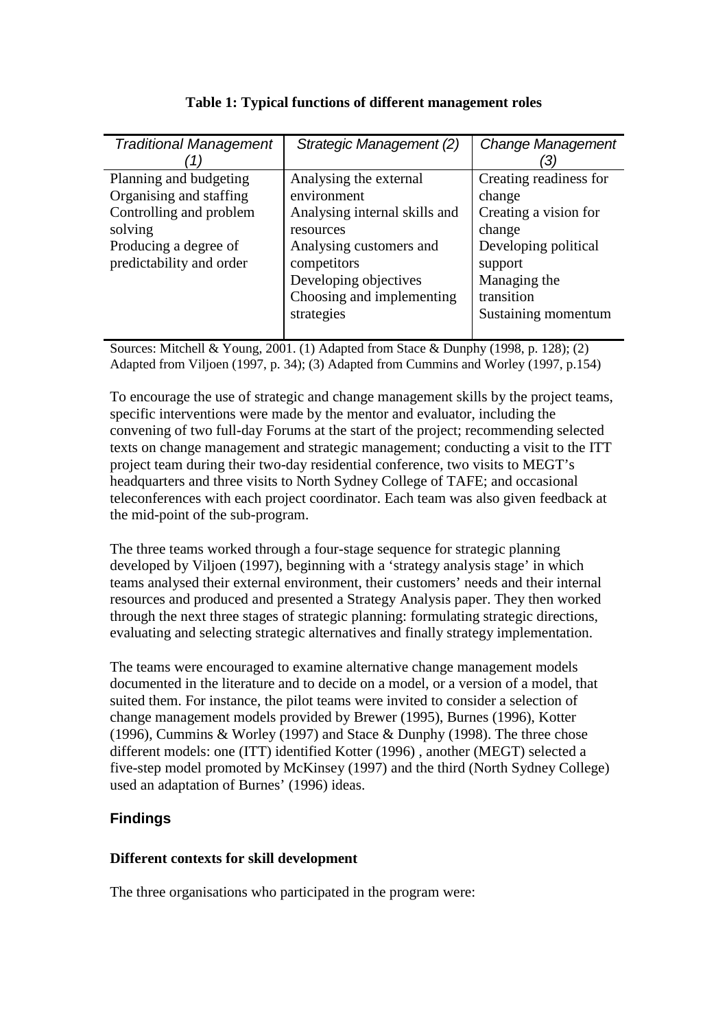**Table 1: Typical functions of different management roles**

| *Traditional Management (1)* | *Strategic Management (2)* | *Change Management (3)* |
|---|---|---|
| Planning and budgeting<br>Organising and staffing<br>Controlling and problem solving<br>Producing a degree of predictability and order | Analysing the external environment<br>Analysing internal skills and resources<br>Analysing customers and competitors<br>Developing objectives<br>Choosing and implementing strategies | Creating readiness for change<br>Creating a vision for change<br>Developing political support<br>Managing the transition<br>Sustaining momentum |

Sources: Mitchell & Young, 2001. (1) Adapted from Stace & Dunphy (1998, p. 128); (2) Adapted from Viljoen (1997, p. 34); (3) Adapted from Cummins and Worley (1997, p.154)

To encourage the use of strategic and change management skills by the project teams, specific interventions were made by the mentor and evaluator, including the convening of two full-day Forums at the start of the project; recommending selected texts on change management and strategic management; conducting a visit to the ITT project team during their two-day residential conference, two visits to MEGT's headquarters and three visits to North Sydney College of TAFE; and occasional teleconferences with each project coordinator. Each team was also given feedback at the mid-point of the sub-program.

The three teams worked through a four-stage sequence for strategic planning developed by Viljoen (1997), beginning with a 'strategy analysis stage' in which teams analysed their external environment, their customers' needs and their internal resources and produced and presented a Strategy Analysis paper. They then worked through the next three stages of strategic planning: formulating strategic directions, evaluating and selecting strategic alternatives and finally strategy implementation.

The teams were encouraged to examine alternative change management models documented in the literature and to decide on a model, or a version of a model, that suited them. For instance, the pilot teams were invited to consider a selection of change management models provided by Brewer (1995), Burnes (1996), Kotter (1996), Cummins & Worley (1997) and Stace & Dunphy (1998). The three chose different models: one (ITT) identified Kotter (1996) , another (MEGT) selected a five-step model promoted by McKinsey (1997) and the third (North Sydney College) used an adaptation of Burnes' (1996) ideas.

## Findings

### Different contexts for skill development

The three organisations who participated in the program were: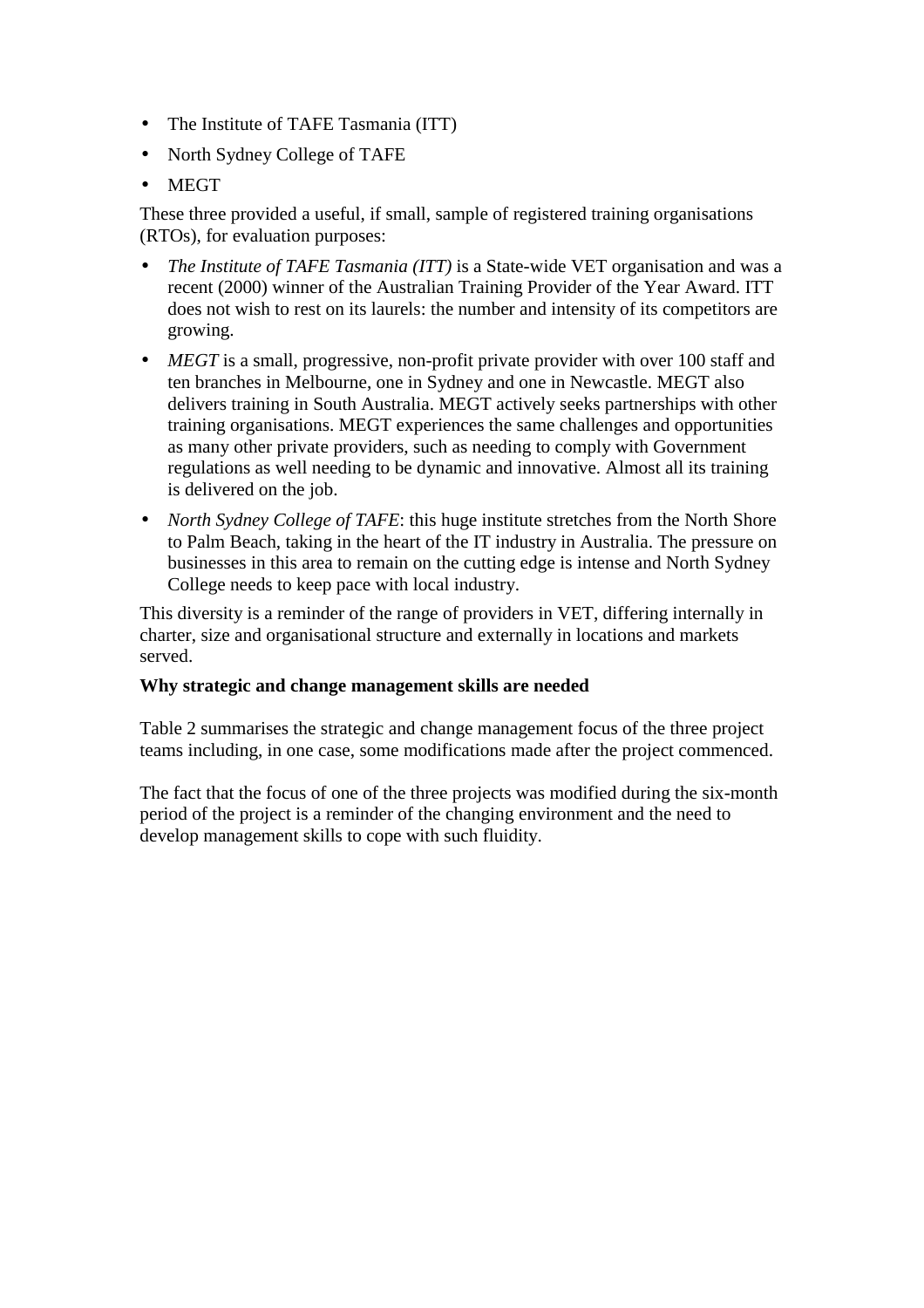- The Institute of TAFE Tasmania (ITT)
- North Sydney College of TAFE
- MEGT

These three provided a useful, if small, sample of registered training organisations (RTOs), for evaluation purposes:

- *The Institute of TAFE Tasmania (ITT)* is a State-wide VET organisation and was a recent (2000) winner of the Australian Training Provider of the Year Award. ITT does not wish to rest on its laurels: the number and intensity of its competitors are growing.
- *MEGT* is a small, progressive, non-profit private provider with over 100 staff and ten branches in Melbourne, one in Sydney and one in Newcastle. MEGT also delivers training in South Australia. MEGT actively seeks partnerships with other training organisations. MEGT experiences the same challenges and opportunities as many other private providers, such as needing to comply with Government regulations as well needing to be dynamic and innovative. Almost all its training is delivered on the job.
- *North Sydney College of TAFE*: this huge institute stretches from the North Shore to Palm Beach, taking in the heart of the IT industry in Australia. The pressure on businesses in this area to remain on the cutting edge is intense and North Sydney College needs to keep pace with local industry.

This diversity is a reminder of the range of providers in VET, differing internally in charter, size and organisational structure and externally in locations and markets served.

**Why strategic and change management skills are needed**

Table 2 summarises the strategic and change management focus of the three project teams including, in one case, some modifications made after the project commenced.

The fact that the focus of one of the three projects was modified during the six-month period of the project is a reminder of the changing environment and the need to develop management skills to cope with such fluidity.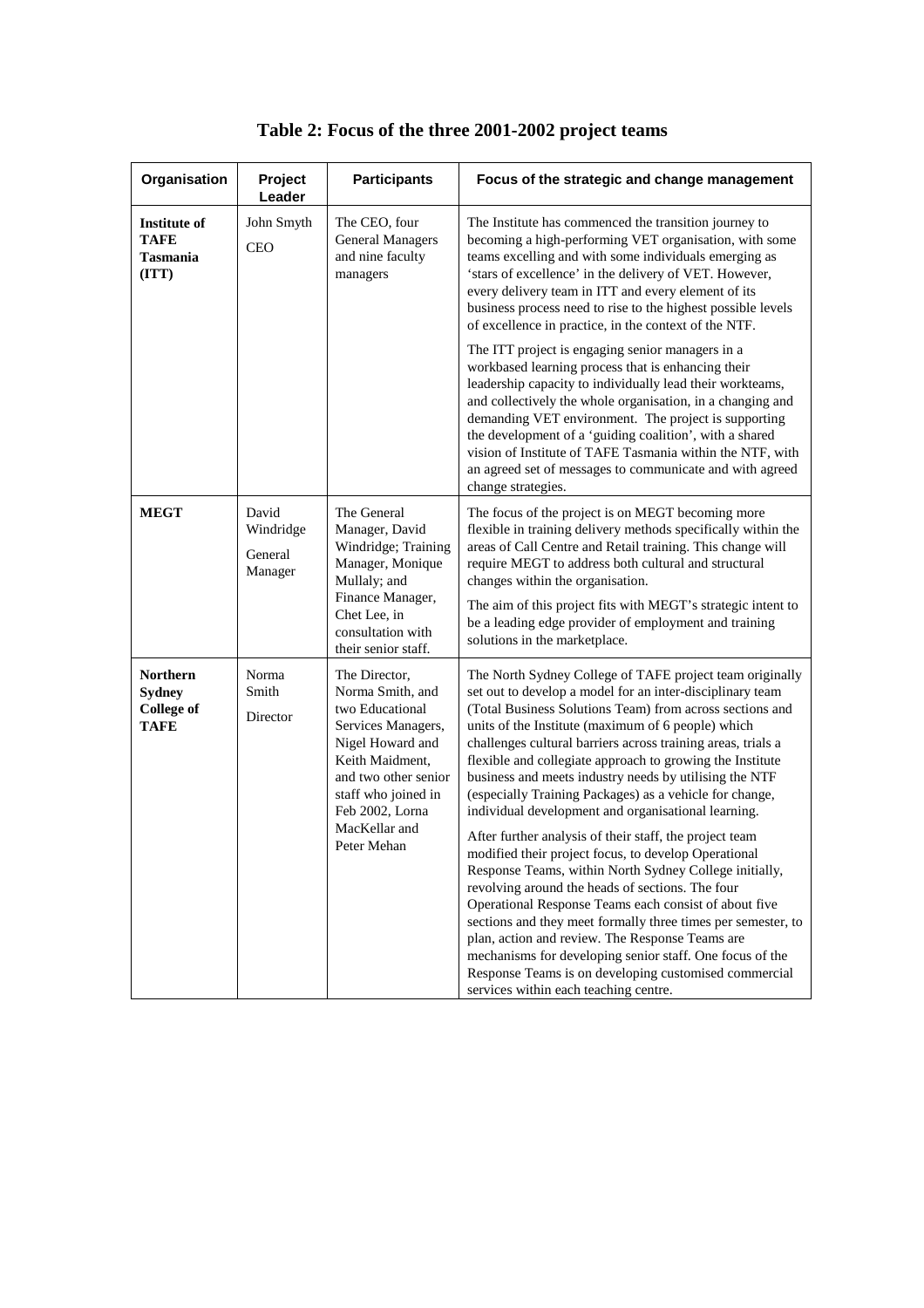# Table 2: Focus of the three 2001-2002 project teams

| Organisation | Project Leader | Participants | Focus of the strategic and change management |
|---|---|---|---|
| **Institute of TAFE Tasmania (ITT)** | John Smyth<br>CEO | The CEO, four General Managers and nine faculty managers | The Institute has commenced the transition journey to becoming a high-performing VET organisation, with some teams excelling and with some individuals emerging as 'stars of excellence' in the delivery of VET. However, every delivery team in ITT and every element of its business process need to rise to the highest possible levels of excellence in practice, in the context of the NTF.<br><br>The ITT project is engaging senior managers in a workbased learning process that is enhancing their leadership capacity to individually lead their workteams, and collectively the whole organisation, in a changing and demanding VET environment. The project is supporting the development of a 'guiding coalition', with a shared vision of Institute of TAFE Tasmania within the NTF, with an agreed set of messages to communicate and with agreed change strategies. |
| **MEGT** | David Windridge<br>General Manager | The General Manager, David Windridge; Training Manager, Monique Mullaly; and Finance Manager, Chet Lee, in consultation with their senior staff. | The focus of the project is on MEGT becoming more flexible in training delivery methods specifically within the areas of Call Centre and Retail training. This change will require MEGT to address both cultural and structural changes within the organisation.<br><br>The aim of this project fits with MEGT's strategic intent to be a leading edge provider of employment and training solutions in the marketplace. |
| **Northern Sydney College of TAFE** | Norma Smith<br>Director | The Director, Norma Smith, and two Educational Services Managers, Nigel Howard and Keith Maidment, and two other senior staff who joined in Feb 2002, Lorna MacKellar and Peter Mehan | The North Sydney College of TAFE project team originally set out to develop a model for an inter-disciplinary team (Total Business Solutions Team) from across sections and units of the Institute (maximum of 6 people) which challenges cultural barriers across training areas, trials a flexible and collegiate approach to growing the Institute business and meets industry needs by utilising the NTF (especially Training Packages) as a vehicle for change, individual development and organisational learning.<br><br>After further analysis of their staff, the project team modified their project focus, to develop Operational Response Teams, within North Sydney College initially, revolving around the heads of sections. The four Operational Response Teams each consist of about five sections and they meet formally three times per semester, to plan, action and review. The Response Teams are mechanisms for developing senior staff. One focus of the Response Teams is on developing customised commercial services within each teaching centre. |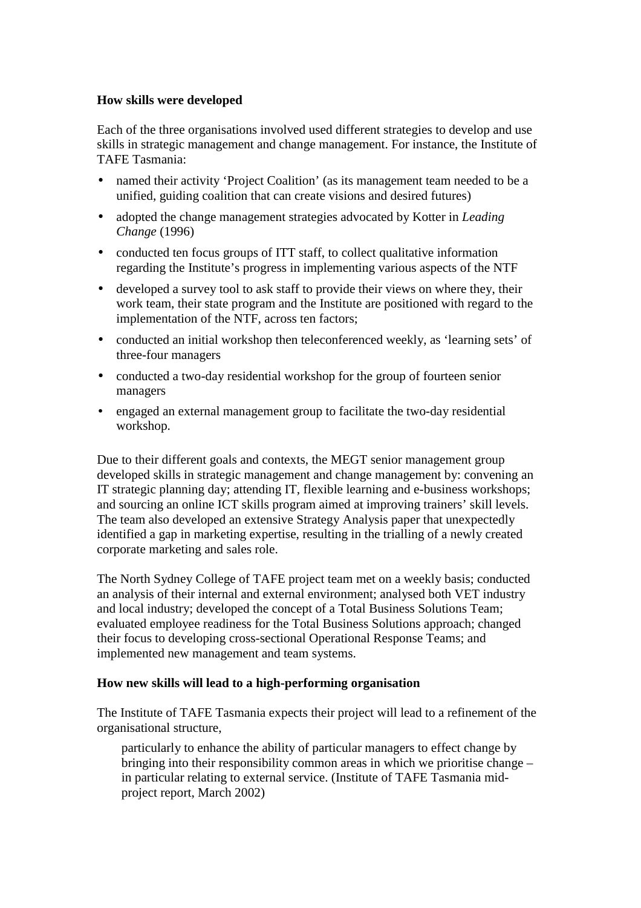**How skills were developed**

Each of the three organisations involved used different strategies to develop and use skills in strategic management and change management. For instance, the Institute of TAFE Tasmania:

- named their activity 'Project Coalition' (as its management team needed to be a unified, guiding coalition that can create visions and desired futures)
- adopted the change management strategies advocated by Kotter in *Leading Change* (1996)
- conducted ten focus groups of ITT staff, to collect qualitative information regarding the Institute's progress in implementing various aspects of the NTF
- developed a survey tool to ask staff to provide their views on where they, their work team, their state program and the Institute are positioned with regard to the implementation of the NTF, across ten factors;
- conducted an initial workshop then teleconferenced weekly, as 'learning sets' of three-four managers
- conducted a two-day residential workshop for the group of fourteen senior managers
- engaged an external management group to facilitate the two-day residential workshop.

Due to their different goals and contexts, the MEGT senior management group developed skills in strategic management and change management by: convening an IT strategic planning day; attending IT, flexible learning and e-business workshops; and sourcing an online ICT skills program aimed at improving trainers' skill levels. The team also developed an extensive Strategy Analysis paper that unexpectedly identified a gap in marketing expertise, resulting in the trialling of a newly created corporate marketing and sales role.

The North Sydney College of TAFE project team met on a weekly basis; conducted an analysis of their internal and external environment; analysed both VET industry and local industry; developed the concept of a Total Business Solutions Team; evaluated employee readiness for the Total Business Solutions approach; changed their focus to developing cross-sectional Operational Response Teams; and implemented new management and team systems.

**How new skills will lead to a high-performing organisation**

The Institute of TAFE Tasmania expects their project will lead to a refinement of the organisational structure,

> particularly to enhance the ability of particular managers to effect change by bringing into their responsibility common areas in which we prioritise change – in particular relating to external service. (Institute of TAFE Tasmania mid-project report, March 2002)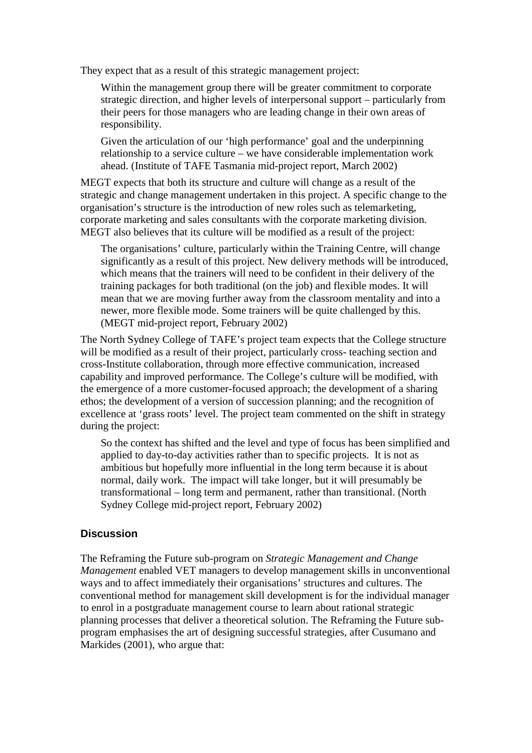They expect that as a result of this strategic management project:

> Within the management group there will be greater commitment to corporate strategic direction, and higher levels of interpersonal support – particularly from their peers for those managers who are leading change in their own areas of responsibility.
>
> Given the articulation of our 'high performance' goal and the underpinning relationship to a service culture – we have considerable implementation work ahead. (Institute of TAFE Tasmania mid-project report, March 2002)

MEGT expects that both its structure and culture will change as a result of the strategic and change management undertaken in this project. A specific change to the organisation's structure is the introduction of new roles such as telemarketing, corporate marketing and sales consultants with the corporate marketing division. MEGT also believes that its culture will be modified as a result of the project:

> The organisations' culture, particularly within the Training Centre, will change significantly as a result of this project. New delivery methods will be introduced, which means that the trainers will need to be confident in their delivery of the training packages for both traditional (on the job) and flexible modes. It will mean that we are moving further away from the classroom mentality and into a newer, more flexible mode. Some trainers will be quite challenged by this. (MEGT mid-project report, February 2002)

The North Sydney College of TAFE's project team expects that the College structure will be modified as a result of their project, particularly cross- teaching section and cross-Institute collaboration, through more effective communication, increased capability and improved performance. The College's culture will be modified, with the emergence of a more customer-focused approach; the development of a sharing ethos; the development of a version of succession planning; and the recognition of excellence at 'grass roots' level. The project team commented on the shift in strategy during the project:

> So the context has shifted and the level and type of focus has been simplified and applied to day-to-day activities rather than to specific projects. It is not as ambitious but hopefully more influential in the long term because it is about normal, daily work. The impact will take longer, but it will presumably be transformational – long term and permanent, rather than transitional. (North Sydney College mid-project report, February 2002)

## Discussion

The Reframing the Future sub-program on *Strategic Management and Change Management* enabled VET managers to develop management skills in unconventional ways and to affect immediately their organisations' structures and cultures. The conventional method for management skill development is for the individual manager to enrol in a postgraduate management course to learn about rational strategic planning processes that deliver a theoretical solution. The Reframing the Future sub-program emphasises the art of designing successful strategies, after Cusumano and Markides (2001), who argue that: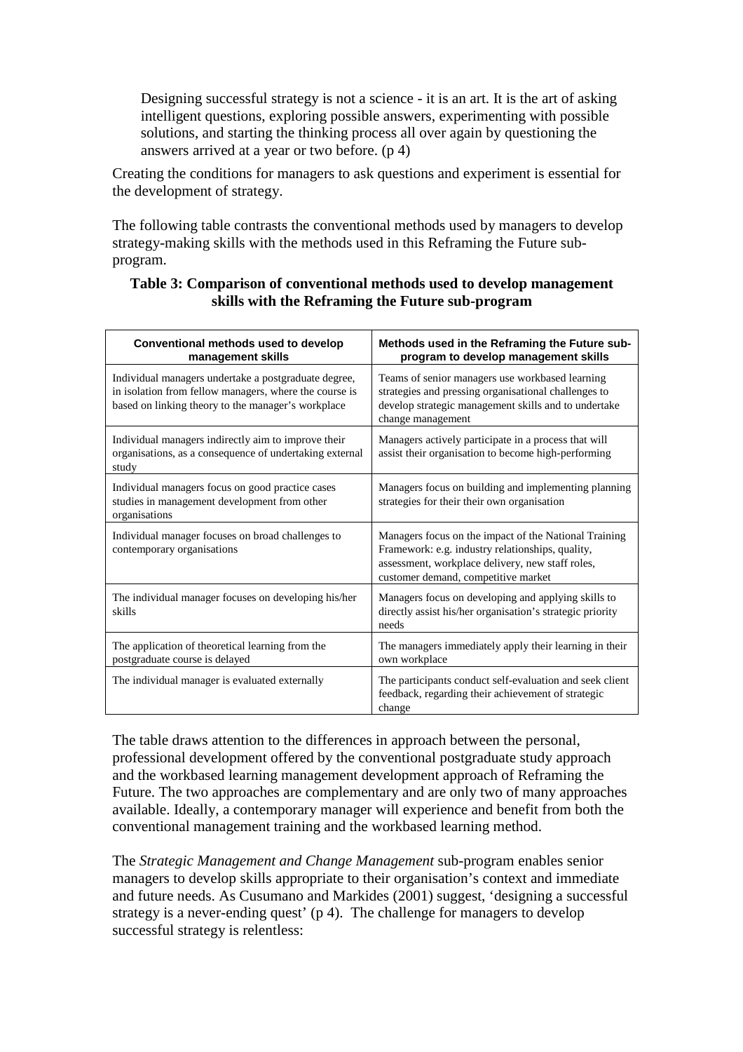> Designing successful strategy is not a science - it is an art. It is the art of asking intelligent questions, exploring possible answers, experimenting with possible solutions, and starting the thinking process all over again by questioning the answers arrived at a year or two before. (p 4)

Creating the conditions for managers to ask questions and experiment is essential for the development of strategy.

The following table contrasts the conventional methods used by managers to develop strategy-making skills with the methods used in this Reframing the Future sub-program.

**Table 3: Comparison of conventional methods used to develop management skills with the Reframing the Future sub-program**

| Conventional methods used to develop management skills | Methods used in the Reframing the Future sub-program to develop management skills |
|---|---|
| Individual managers undertake a postgraduate degree, in isolation from fellow managers, where the course is based on linking theory to the manager's workplace | Teams of senior managers use workbased learning strategies and pressing organisational challenges to develop strategic management skills and to undertake change management |
| Individual managers indirectly aim to improve their organisations, as a consequence of undertaking external study | Managers actively participate in a process that will assist their organisation to become high-performing |
| Individual managers focus on good practice cases studies in management development from other organisations | Managers focus on building and implementing planning strategies for their their own organisation |
| Individual manager focuses on broad challenges to contemporary organisations | Managers focus on the impact of the National Training Framework: e.g. industry relationships, quality, assessment, workplace delivery, new staff roles, customer demand, competitive market |
| The individual manager focuses on developing his/her skills | Managers focus on developing and applying skills to directly assist his/her organisation's strategic priority needs |
| The application of theoretical learning from the postgraduate course is delayed | The managers immediately apply their learning in their own workplace |
| The individual manager is evaluated externally | The participants conduct self-evaluation and seek client feedback, regarding their achievement of strategic change |

The table draws attention to the differences in approach between the personal, professional development offered by the conventional postgraduate study approach and the workbased learning management development approach of Reframing the Future. The two approaches are complementary and are only two of many approaches available. Ideally, a contemporary manager will experience and benefit from both the conventional management training and the workbased learning method.

The *Strategic Management and Change Management* sub-program enables senior managers to develop skills appropriate to their organisation's context and immediate and future needs. As Cusumano and Markides (2001) suggest, 'designing a successful strategy is a never-ending quest' (p 4). The challenge for managers to develop successful strategy is relentless: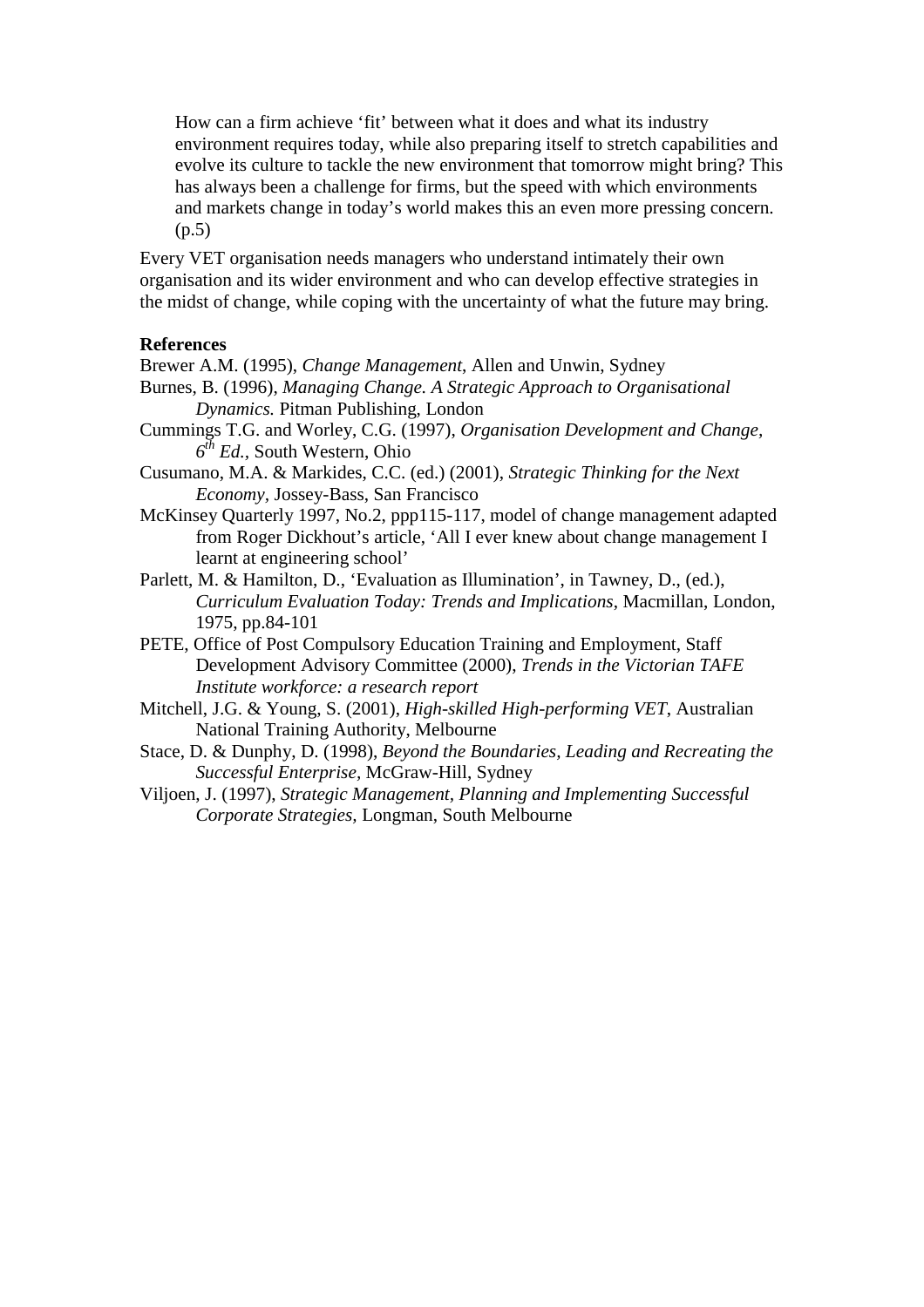> How can a firm achieve 'fit' between what it does and what its industry environment requires today, while also preparing itself to stretch capabilities and evolve its culture to tackle the new environment that tomorrow might bring? This has always been a challenge for firms, but the speed with which environments and markets change in today's world makes this an even more pressing concern. (p.5)

Every VET organisation needs managers who understand intimately their own organisation and its wider environment and who can develop effective strategies in the midst of change, while coping with the uncertainty of what the future may bring.

**References**

Brewer A.M. (1995), *Change Management,* Allen and Unwin, Sydney

Burnes, B. (1996), *Managing Change. A Strategic Approach to Organisational Dynamics.* Pitman Publishing, London

Cummings T.G. and Worley, C.G. (1997), *Organisation Development and Change, 6th Ed.,* South Western, Ohio

Cusumano, M.A. & Markides, C.C. (ed.) (2001), *Strategic Thinking for the Next Economy*, Jossey-Bass, San Francisco

McKinsey Quarterly 1997, No.2, ppp115-117, model of change management adapted from Roger Dickhout's article, 'All I ever knew about change management I learnt at engineering school'

Parlett, M. & Hamilton, D., 'Evaluation as Illumination', in Tawney, D., (ed.), *Curriculum Evaluation Today: Trends and Implications*, Macmillan, London, 1975, pp.84-101

PETE, Office of Post Compulsory Education Training and Employment, Staff Development Advisory Committee (2000), *Trends in the Victorian TAFE Institute workforce: a research report*

Mitchell, J.G. & Young, S. (2001), *High-skilled High-performing VET,* Australian National Training Authority, Melbourne

Stace, D. & Dunphy, D. (1998), *Beyond the Boundaries, Leading and Recreating the Successful Enterprise*, McGraw-Hill, Sydney

Viljoen, J. (1997), *Strategic Management, Planning and Implementing Successful Corporate Strategies,* Longman, South Melbourne